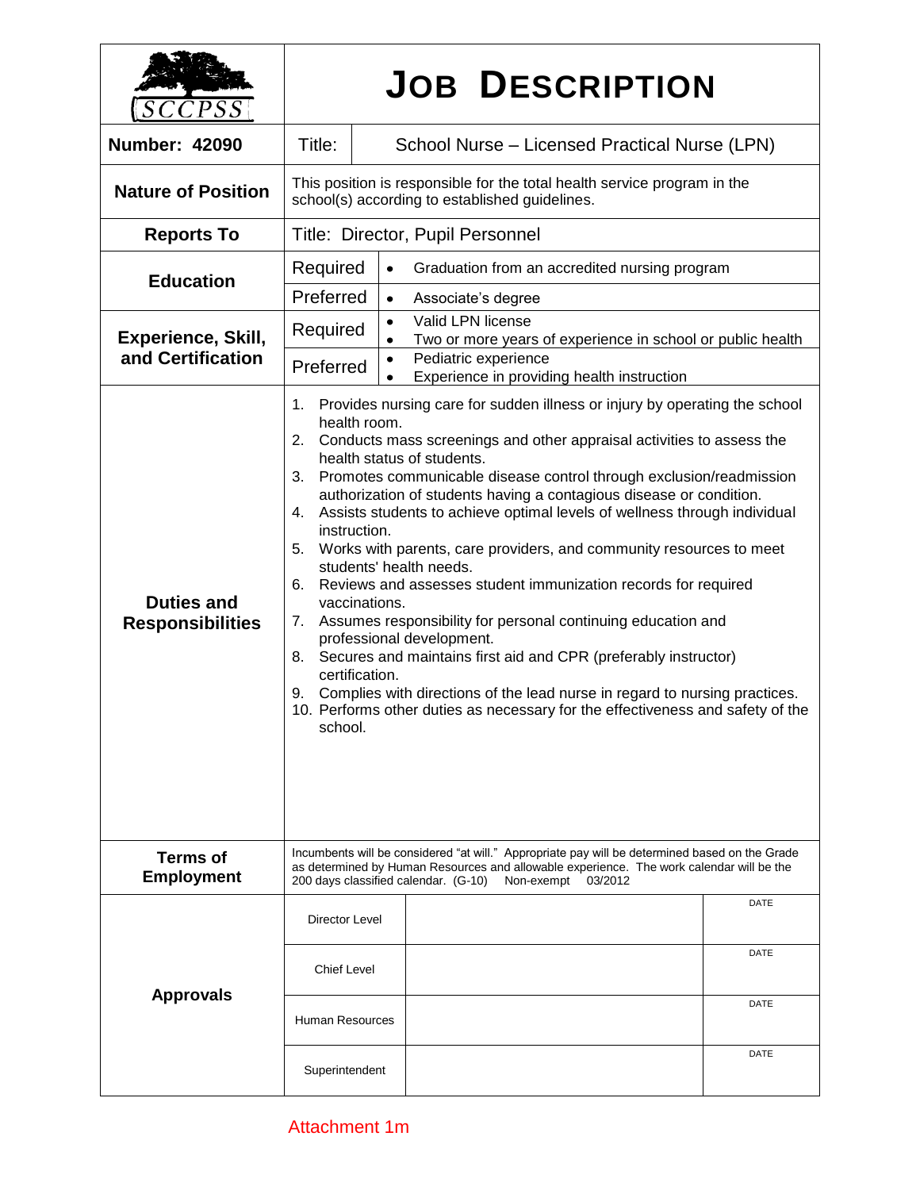# JOB DESCRIPTION

SCCPSS

| | |
|---|---|
| **Number: 42090** | Title: School Nurse – Licensed Practical Nurse (LPN) |
| **Nature of Position** | This position is responsible for the total health service program in the school(s) according to established guidelines. |
| **Reports To** | Title: Director, Pupil Personnel |
| **Education** | Required: • Graduation from an accredited nursing program<br>Preferred: • Associate's degree |
| **Experience, Skill, and Certification** | Required: • Valid LPN license • Two or more years of experience in school or public health<br>Preferred: • Pediatric experience • Experience in providing health instruction |
| **Duties and Responsibilities** | 1. Provides nursing care for sudden illness or injury by operating the school health room.<br>2. Conducts mass screenings and other appraisal activities to assess the health status of students.<br>3. Promotes communicable disease control through exclusion/readmission authorization of students having a contagious disease or condition.<br>4. Assists students to achieve optimal levels of wellness through individual instruction.<br>5. Works with parents, care providers, and community resources to meet students' health needs.<br>6. Reviews and assesses student immunization records for required vaccinations.<br>7. Assumes responsibility for personal continuing education and professional development.<br>8. Secures and maintains first aid and CPR (preferably instructor) certification.<br>9. Complies with directions of the lead nurse in regard to nursing practices.<br>10. Performs other duties as necessary for the effectiveness and safety of the school. |
| **Terms of Employment** | Incumbents will be considered "at will." Appropriate pay will be determined based on the Grade as determined by Human Resources and allowable experience. The work calendar will be the 200 days classified calendar. (G-10) Non-exempt 03/2012 |

| **Approvals** | | | |
|---|---|---|---|
| | Director Level | | DATE |
| | Chief Level | | DATE |
| | Human Resources | | DATE |
| | Superintendent | | DATE |

Attachment 1m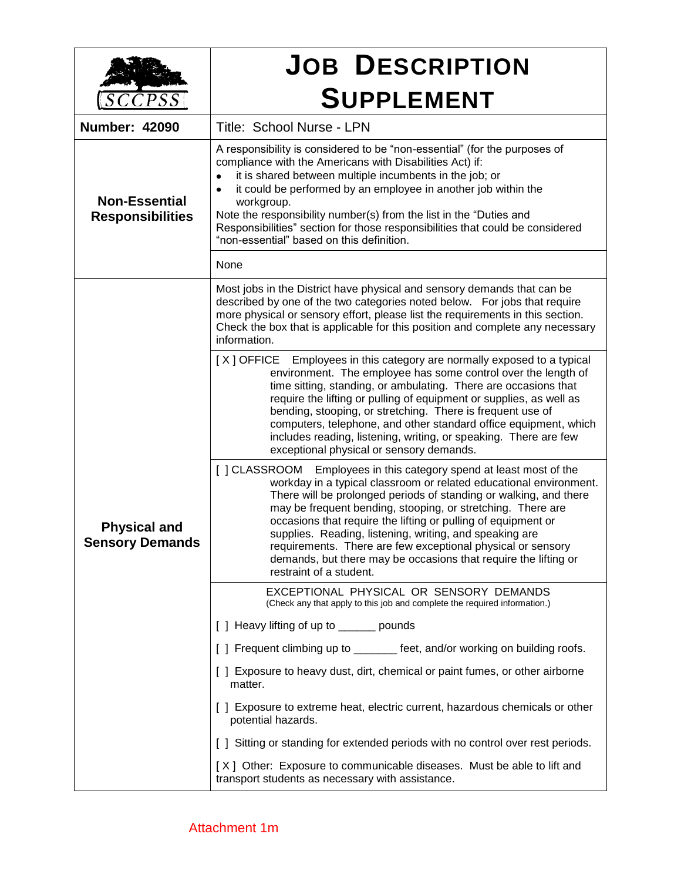| SCCPSS | **JOB DESCRIPTION SUPPLEMENT** |
|---|---|
| **Number: 42090** | Title: School Nurse - LPN |
| **Non-Essential Responsibilities** | A responsibility is considered to be "non-essential" (for the purposes of compliance with the Americans with Disabilities Act) if:<br>• it is shared between multiple incumbents in the job; or<br>• it could be performed by an employee in another job within the workgroup.<br>Note the responsibility number(s) from the list in the "Duties and Responsibilities" section for those responsibilities that could be considered "non-essential" based on this definition. |
| | None |
| **Physical and Sensory Demands** | Most jobs in the District have physical and sensory demands that can be described by one of the two categories noted below. For jobs that require more physical or sensory effort, please list the requirements in this section. Check the box that is applicable for this position and complete any necessary information. |
| | [ X ] OFFICE Employees in this category are normally exposed to a typical environment. The employee has some control over the length of time sitting, standing, or ambulating. There are occasions that require the lifting or pulling of equipment or supplies, as well as bending, stooping, or stretching. There is frequent use of computers, telephone, and other standard office equipment, which includes reading, listening, writing, or speaking. There are few exceptional physical or sensory demands. |
| | [ ] CLASSROOM Employees in this category spend at least most of the workday in a typical classroom or related educational environment. There will be prolonged periods of standing or walking, and there may be frequent bending, stooping, or stretching. There are occasions that require the lifting or pulling of equipment or supplies. Reading, listening, writing, and speaking are requirements. There are few exceptional physical or sensory demands, but there may be occasions that require the lifting or restraint of a student. |
| | EXCEPTIONAL PHYSICAL OR SENSORY DEMANDS<br>(Check any that apply to this job and complete the required information.)<br><br>[ ] Heavy lifting of up to ______ pounds<br><br>[ ] Frequent climbing up to _______ feet, and/or working on building roofs.<br><br>[ ] Exposure to heavy dust, dirt, chemical or paint fumes, or other airborne matter.<br><br>[ ] Exposure to extreme heat, electric current, hazardous chemicals or other potential hazards.<br><br>[ ] Sitting or standing for extended periods with no control over rest periods.<br><br>[ X ] Other: Exposure to communicable diseases. Must be able to lift and transport students as necessary with assistance. |

Attachment 1m